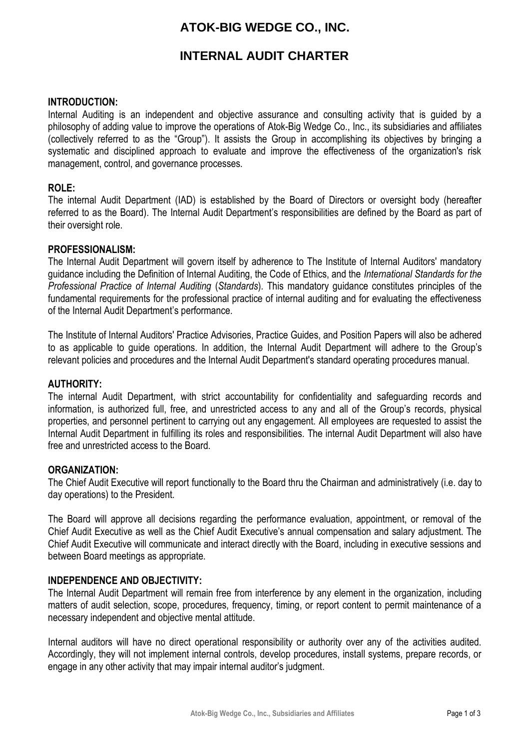# ATOK-BIG WEDGE CO., INC.

# INTERNAL AUDIT CHARTER

**INTRODUCTION:**
Internal Auditing is an independent and objective assurance and consulting activity that is guided by a philosophy of adding value to improve the operations of Atok-Big Wedge Co., Inc., its subsidiaries and affiliates (collectively referred to as the "Group"). It assists the Group in accomplishing its objectives by bringing a systematic and disciplined approach to evaluate and improve the effectiveness of the organization's risk management, control, and governance processes.

**ROLE:**
The internal Audit Department (IAD) is established by the Board of Directors or oversight body (hereafter referred to as the Board). The Internal Audit Department's responsibilities are defined by the Board as part of their oversight role.

**PROFESSIONALISM:**
The Internal Audit Department will govern itself by adherence to The Institute of Internal Auditors' mandatory guidance including the Definition of Internal Auditing, the Code of Ethics, and the *International Standards for the Professional Practice of Internal Auditing* (*Standards*). This mandatory guidance constitutes principles of the fundamental requirements for the professional practice of internal auditing and for evaluating the effectiveness of the Internal Audit Department's performance.

The Institute of Internal Auditors' Practice Advisories, Practice Guides, and Position Papers will also be adhered to as applicable to guide operations. In addition, the Internal Audit Department will adhere to the Group's relevant policies and procedures and the Internal Audit Department's standard operating procedures manual.

**AUTHORITY:**
The internal Audit Department, with strict accountability for confidentiality and safeguarding records and information, is authorized full, free, and unrestricted access to any and all of the Group's records, physical properties, and personnel pertinent to carrying out any engagement. All employees are requested to assist the Internal Audit Department in fulfilling its roles and responsibilities. The internal Audit Department will also have free and unrestricted access to the Board.

**ORGANIZATION:**
The Chief Audit Executive will report functionally to the Board thru the Chairman and administratively (i.e. day to day operations) to the President.

The Board will approve all decisions regarding the performance evaluation, appointment, or removal of the Chief Audit Executive as well as the Chief Audit Executive's annual compensation and salary adjustment. The Chief Audit Executive will communicate and interact directly with the Board, including in executive sessions and between Board meetings as appropriate.

**INDEPENDENCE AND OBJECTIVITY:**
The Internal Audit Department will remain free from interference by any element in the organization, including matters of audit selection, scope, procedures, frequency, timing, or report content to permit maintenance of a necessary independent and objective mental attitude.

Internal auditors will have no direct operational responsibility or authority over any of the activities audited. Accordingly, they will not implement internal controls, develop procedures, install systems, prepare records, or engage in any other activity that may impair internal auditor's judgment.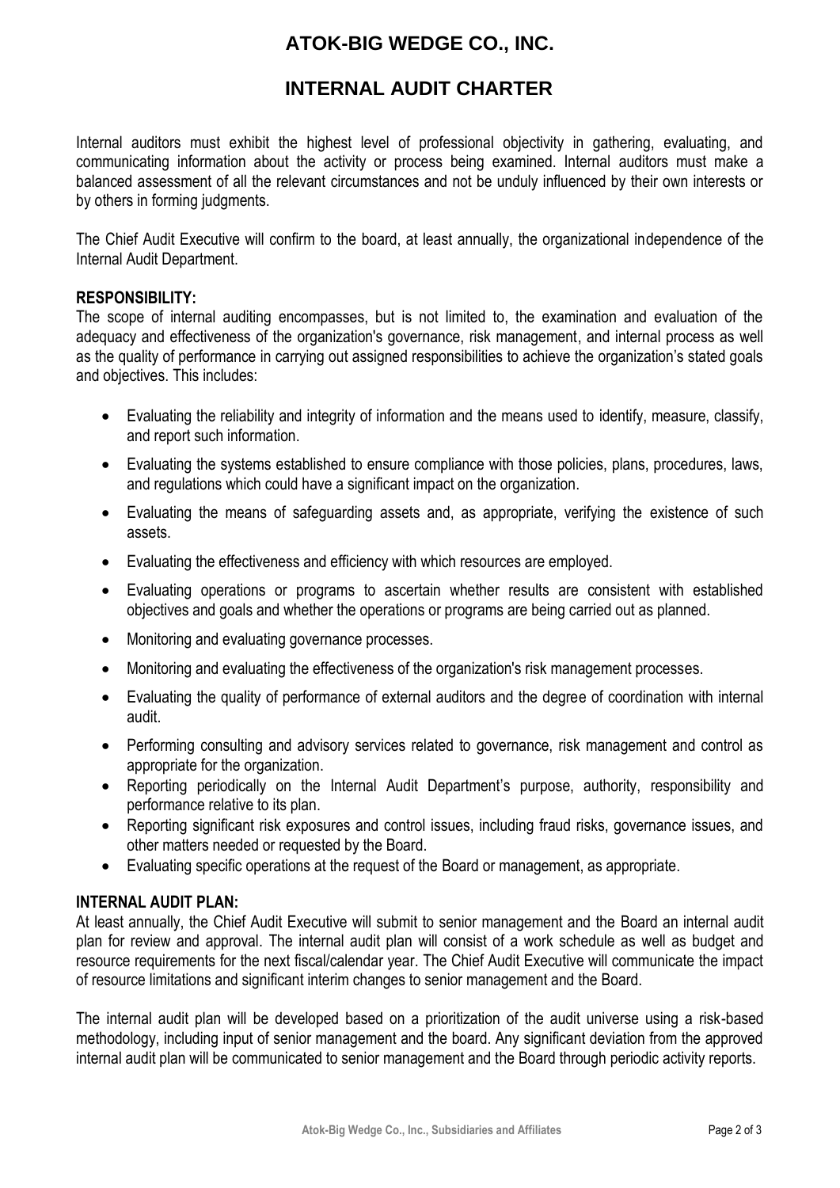# ATOK-BIG WEDGE CO., INC.

# INTERNAL AUDIT CHARTER

Internal auditors must exhibit the highest level of professional objectivity in gathering, evaluating, and communicating information about the activity or process being examined. Internal auditors must make a balanced assessment of all the relevant circumstances and not be unduly influenced by their own interests or by others in forming judgments.

The Chief Audit Executive will confirm to the board, at least annually, the organizational independence of the Internal Audit Department.

**RESPONSIBILITY:**

The scope of internal auditing encompasses, but is not limited to, the examination and evaluation of the adequacy and effectiveness of the organization's governance, risk management, and internal process as well as the quality of performance in carrying out assigned responsibilities to achieve the organization's stated goals and objectives. This includes:

- Evaluating the reliability and integrity of information and the means used to identify, measure, classify, and report such information.
- Evaluating the systems established to ensure compliance with those policies, plans, procedures, laws, and regulations which could have a significant impact on the organization.
- Evaluating the means of safeguarding assets and, as appropriate, verifying the existence of such assets.
- Evaluating the effectiveness and efficiency with which resources are employed.
- Evaluating operations or programs to ascertain whether results are consistent with established objectives and goals and whether the operations or programs are being carried out as planned.
- Monitoring and evaluating governance processes.
- Monitoring and evaluating the effectiveness of the organization's risk management processes.
- Evaluating the quality of performance of external auditors and the degree of coordination with internal audit.
- Performing consulting and advisory services related to governance, risk management and control as appropriate for the organization.
- Reporting periodically on the Internal Audit Department's purpose, authority, responsibility and performance relative to its plan.
- Reporting significant risk exposures and control issues, including fraud risks, governance issues, and other matters needed or requested by the Board.
- Evaluating specific operations at the request of the Board or management, as appropriate.

**INTERNAL AUDIT PLAN:**

At least annually, the Chief Audit Executive will submit to senior management and the Board an internal audit plan for review and approval. The internal audit plan will consist of a work schedule as well as budget and resource requirements for the next fiscal/calendar year. The Chief Audit Executive will communicate the impact of resource limitations and significant interim changes to senior management and the Board.

The internal audit plan will be developed based on a prioritization of the audit universe using a risk-based methodology, including input of senior management and the board. Any significant deviation from the approved internal audit plan will be communicated to senior management and the Board through periodic activity reports.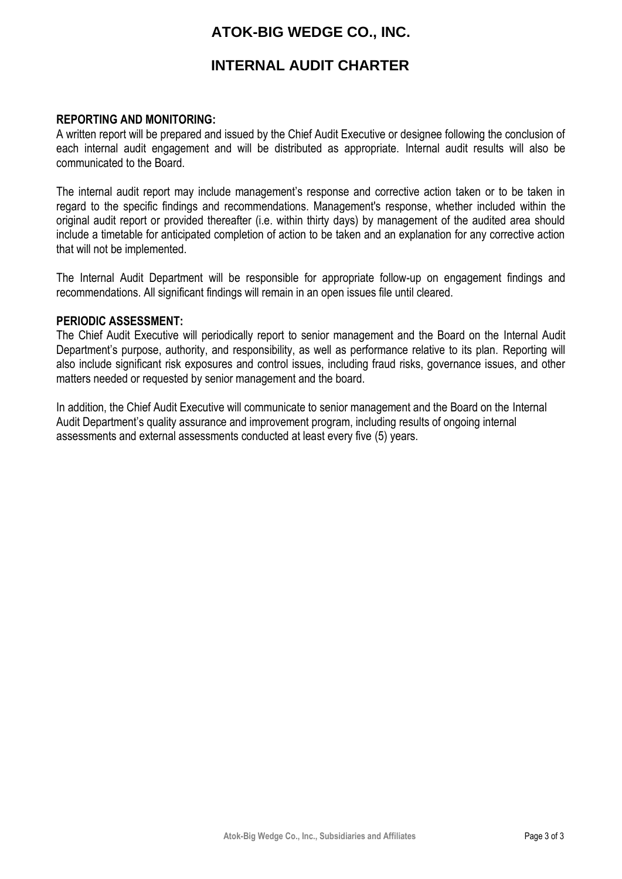# ATOK-BIG WEDGE CO., INC.

## INTERNAL AUDIT CHARTER

**REPORTING AND MONITORING:**

A written report will be prepared and issued by the Chief Audit Executive or designee following the conclusion of each internal audit engagement and will be distributed as appropriate. Internal audit results will also be communicated to the Board.

The internal audit report may include management's response and corrective action taken or to be taken in regard to the specific findings and recommendations. Management's response, whether included within the original audit report or provided thereafter (i.e. within thirty days) by management of the audited area should include a timetable for anticipated completion of action to be taken and an explanation for any corrective action that will not be implemented.

The Internal Audit Department will be responsible for appropriate follow-up on engagement findings and recommendations. All significant findings will remain in an open issues file until cleared.

**PERIODIC ASSESSMENT:**

The Chief Audit Executive will periodically report to senior management and the Board on the Internal Audit Department's purpose, authority, and responsibility, as well as performance relative to its plan. Reporting will also include significant risk exposures and control issues, including fraud risks, governance issues, and other matters needed or requested by senior management and the board.

In addition, the Chief Audit Executive will communicate to senior management and the Board on the Internal Audit Department's quality assurance and improvement program, including results of ongoing internal assessments and external assessments conducted at least every five (5) years.